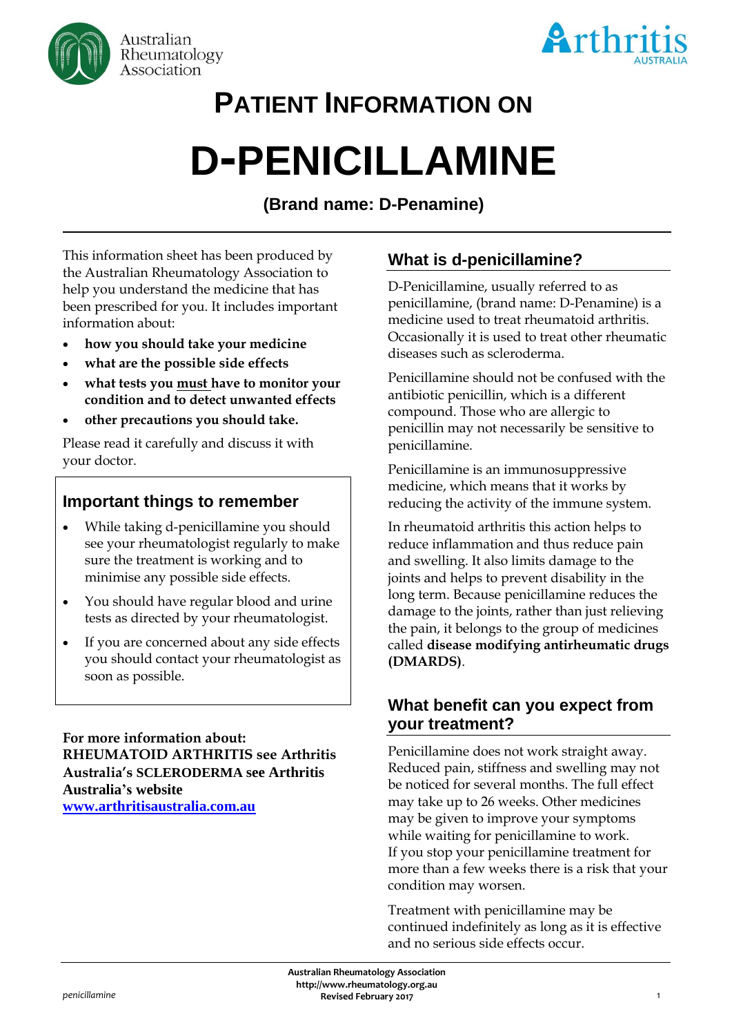Australian Rheumatology Association

Arthritis AUSTRALIA

# PATIENT INFORMATION ON

# D-PENICILLAMINE

### (Brand name: D-Penamine)

This information sheet has been produced by the Australian Rheumatology Association to help you understand the medicine that has been prescribed for you. It includes important information about:

- **how you should take your medicine**
- **what are the possible side effects**
- **what tests you must have to monitor your condition and to detect unwanted effects**
- **other precautions you should take.**

Please read it carefully and discuss it with your doctor.

## Important things to remember

- While taking d-penicillamine you should see your rheumatologist regularly to make sure the treatment is working and to minimise any possible side effects.
- You should have regular blood and urine tests as directed by your rheumatologist.
- If you are concerned about any side effects you should contact your rheumatologist as soon as possible.

**For more information about: RHEUMATOID ARTHRITIS see Arthritis Australia's SCLERODERMA see Arthritis Australia's website [www.arthritisaustralia.com.au](http://www.arthritisaustralia.com.au)**

## What is d-penicillamine?

D-Penicillamine, usually referred to as penicillamine, (brand name: D-Penamine) is a medicine used to treat rheumatoid arthritis. Occasionally it is used to treat other rheumatic diseases such as scleroderma.

Penicillamine should not be confused with the antibiotic penicillin, which is a different compound. Those who are allergic to penicillin may not necessarily be sensitive to penicillamine.

Penicillamine is an immunosuppressive medicine, which means that it works by reducing the activity of the immune system.

In rheumatoid arthritis this action helps to reduce inflammation and thus reduce pain and swelling. It also limits damage to the joints and helps to prevent disability in the long term. Because penicillamine reduces the damage to the joints, rather than just relieving the pain, it belongs to the group of medicines called **disease modifying antirheumatic drugs (DMARDS)**.

## What benefit can you expect from your treatment?

Penicillamine does not work straight away. Reduced pain, stiffness and swelling may not be noticed for several months. The full effect may take up to 26 weeks. Other medicines may be given to improve your symptoms while waiting for penicillamine to work. If you stop your penicillamine treatment for more than a few weeks there is a risk that your condition may worsen.

Treatment with penicillamine may be continued indefinitely as long as it is effective and no serious side effects occur.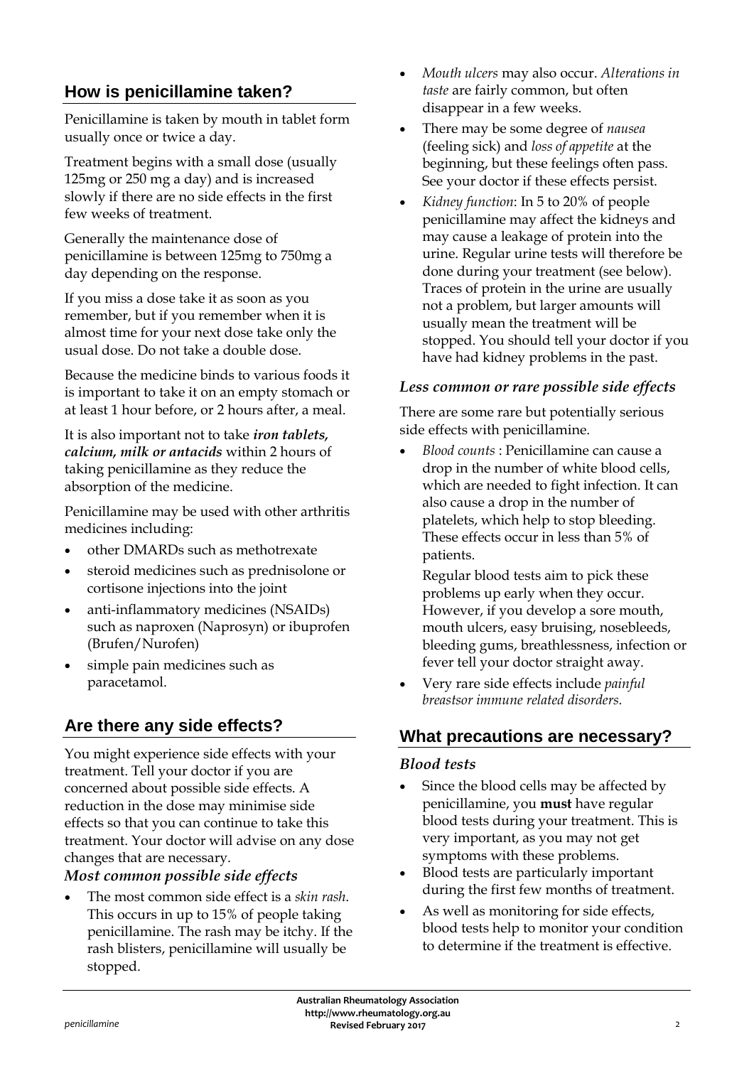## How is penicillamine taken?

Penicillamine is taken by mouth in tablet form usually once or twice a day.

Treatment begins with a small dose (usually 125mg or 250 mg a day) and is increased slowly if there are no side effects in the first few weeks of treatment.

Generally the maintenance dose of penicillamine is between 125mg to 750mg a day depending on the response.

If you miss a dose take it as soon as you remember, but if you remember when it is almost time for your next dose take only the usual dose. Do not take a double dose.

Because the medicine binds to various foods it is important to take it on an empty stomach or at least 1 hour before, or 2 hours after, a meal.

It is also important not to take ***iron tablets, calcium, milk or antacids*** within 2 hours of taking penicillamine as they reduce the absorption of the medicine.

Penicillamine may be used with other arthritis medicines including:

- other DMARDs such as methotrexate
- steroid medicines such as prednisolone or cortisone injections into the joint
- anti-inflammatory medicines (NSAIDs) such as naproxen (Naprosyn) or ibuprofen (Brufen/Nurofen)
- simple pain medicines such as paracetamol.

## Are there any side effects?

You might experience side effects with your treatment. Tell your doctor if you are concerned about possible side effects. A reduction in the dose may minimise side effects so that you can continue to take this treatment. Your doctor will advise on any dose changes that are necessary.

### *Most common possible side effects*

- The most common side effect is a *skin rash*. This occurs in up to 15% of people taking penicillamine. The rash may be itchy. If the rash blisters, penicillamine will usually be stopped.
- *Mouth ulcers* may also occur. *Alterations in taste* are fairly common, but often disappear in a few weeks.
- There may be some degree of *nausea* (feeling sick) and *loss of appetite* at the beginning, but these feelings often pass. See your doctor if these effects persist.
- *Kidney function*: In 5 to 20% of people penicillamine may affect the kidneys and may cause a leakage of protein into the urine. Regular urine tests will therefore be done during your treatment (see below). Traces of protein in the urine are usually not a problem, but larger amounts will usually mean the treatment will be stopped. You should tell your doctor if you have had kidney problems in the past.

### *Less common or rare possible side effects*

There are some rare but potentially serious side effects with penicillamine.

- *Blood counts* : Penicillamine can cause a drop in the number of white blood cells, which are needed to fight infection. It can also cause a drop in the number of platelets, which help to stop bleeding. These effects occur in less than 5% of patients.

  Regular blood tests aim to pick these problems up early when they occur. However, if you develop a sore mouth, mouth ulcers, easy bruising, nosebleeds, bleeding gums, breathlessness, infection or fever tell your doctor straight away.
- Very rare side effects include *painful breastsor immune related disorders.*

## What precautions are necessary?

### *Blood tests*

- Since the blood cells may be affected by penicillamine, you **must** have regular blood tests during your treatment. This is very important, as you may not get symptoms with these problems.
- Blood tests are particularly important during the first few months of treatment.
- As well as monitoring for side effects, blood tests help to monitor your condition to determine if the treatment is effective.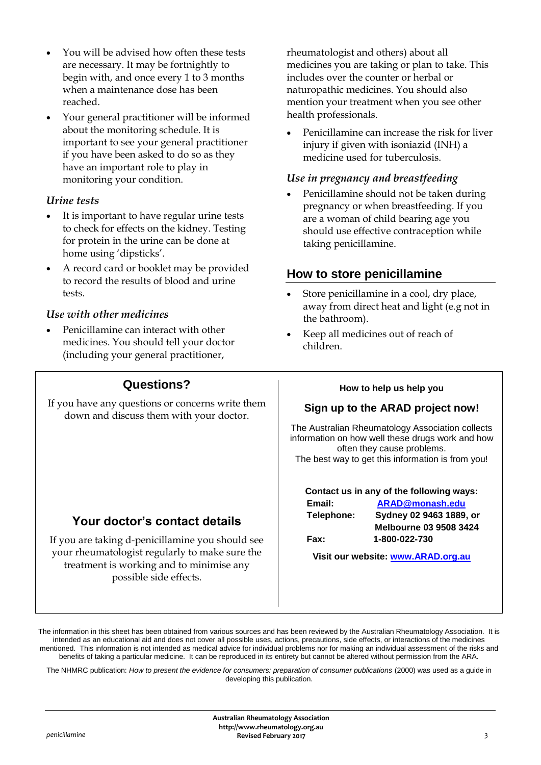- You will be advised how often these tests are necessary. It may be fortnightly to begin with, and once every 1 to 3 months when a maintenance dose has been reached.
- Your general practitioner will be informed about the monitoring schedule. It is important to see your general practitioner if you have been asked to do so as they have an important role to play in monitoring your condition.

### *Urine tests*

- It is important to have regular urine tests to check for effects on the kidney. Testing for protein in the urine can be done at home using 'dipsticks'.
- A record card or booklet may be provided to record the results of blood and urine tests.

### *Use with other medicines*

- Penicillamine can interact with other medicines. You should tell your doctor (including your general practitioner, rheumatologist and others) about all medicines you are taking or plan to take. This includes over the counter or herbal or naturopathic medicines. You should also mention your treatment when you see other health professionals.
- Penicillamine can increase the risk for liver injury if given with isoniazid (INH) a medicine used for tuberculosis.

### *Use in pregnancy and breastfeeding*

- Penicillamine should not be taken during pregnancy or when breastfeeding. If you are a woman of child bearing age you should use effective contraception while taking penicillamine.

## How to store penicillamine

- Store penicillamine in a cool, dry place, away from direct heat and light (e.g not in the bathroom).
- Keep all medicines out of reach of children.

## Questions?

If you have any questions or concerns write them down and discuss them with your doctor.

## Your doctor's contact details

If you are taking d-penicillamine you should see your rheumatologist regularly to make sure the treatment is working and to minimise any possible side effects.

**How to help us help you**

## Sign up to the ARAD project now!

The Australian Rheumatology Association collects information on how well these drugs work and how often they cause problems.
The best way to get this information is from you!

**Contact us in any of the following ways:**

**Email:** **ARAD@monash.edu**
**Telephone:** **Sydney 02 9463 1889, or Melbourne 03 9508 3424**
**Fax:** **1-800-022-730**

**Visit our website: www.ARAD.org.au**

The information in this sheet has been obtained from various sources and has been reviewed by the Australian Rheumatology Association. It is intended as an educational aid and does not cover all possible uses, actions, precautions, side effects, or interactions of the medicines mentioned. This information is not intended as medical advice for individual problems nor for making an individual assessment of the risks and benefits of taking a particular medicine. It can be reproduced in its entirety but cannot be altered without permission from the ARA.

The NHMRC publication: *How to present the evidence for consumers: preparation of consumer publications* (2000) was used as a guide in developing this publication.

**Australian Rheumatology Association**
**http://www.rheumatology.org.au**
**Revised February 2017**